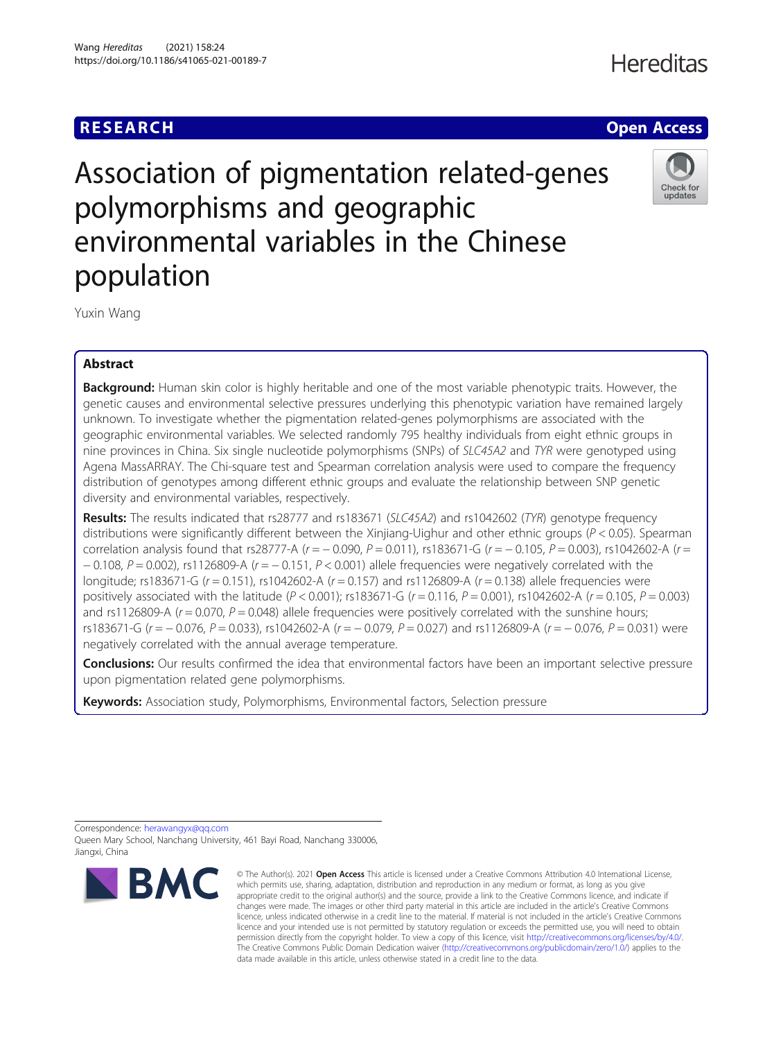RESEARCH

Open Access

# Association of pigmentation related-genes polymorphisms and geographic environmental variables in the Chinese population

Yuxin Wang

## Abstract

**Background:** Human skin color is highly heritable and one of the most variable phenotypic traits. However, the genetic causes and environmental selective pressures underlying this phenotypic variation have remained largely unknown. To investigate whether the pigmentation related-genes polymorphisms are associated with the geographic environmental variables. We selected randomly 795 healthy individuals from eight ethnic groups in nine provinces in China. Six single nucleotide polymorphisms (SNPs) of *SLC45A2* and *TYR* were genotyped using Agena MassARRAY. The Chi-square test and Spearman correlation analysis were used to compare the frequency distribution of genotypes among different ethnic groups and evaluate the relationship between SNP genetic diversity and environmental variables, respectively.

**Results:** The results indicated that rs28777 and rs183671 (*SLC45A2*) and rs1042602 (*TYR*) genotype frequency distributions were significantly different between the Xinjiang-Uighur and other ethnic groups ($P < 0.05$). Spearman correlation analysis found that rs28777-A ($r = -0.090$, $P = 0.011$), rs183671-G ($r = -0.105$, $P = 0.003$), rs1042602-A ($r = -0.108$, $P = 0.002$), rs1126809-A ($r = -0.151$, $P < 0.001$) allele frequencies were negatively correlated with the longitude; rs183671-G ($r = 0.151$), rs1042602-A ($r = 0.157$) and rs1126809-A ($r = 0.138$) allele frequencies were positively associated with the latitude ($P < 0.001$); rs183671-G ($r = 0.116$, $P = 0.001$), rs1042602-A ($r = 0.105$, $P = 0.003$) and rs1126809-A ($r = 0.070$, $P = 0.048$) allele frequencies were positively correlated with the sunshine hours; rs183671-G ($r = -0.076$, $P = 0.033$), rs1042602-A ($r = -0.079$, $P = 0.027$) and rs1126809-A ($r = -0.076$, $P = 0.031$) were negatively correlated with the annual average temperature.

**Conclusions:** Our results confirmed the idea that environmental factors have been an important selective pressure upon pigmentation related gene polymorphisms.

**Keywords:** Association study, Polymorphisms, Environmental factors, Selection pressure

Correspondence: herawangyx@qq.com
Queen Mary School, Nanchang University, 461 Bayi Road, Nanchang 330006, Jiangxi, China

© The Author(s). 2021 **Open Access** This article is licensed under a Creative Commons Attribution 4.0 International License, which permits use, sharing, adaptation, distribution and reproduction in any medium or format, as long as you give appropriate credit to the original author(s) and the source, provide a link to the Creative Commons licence, and indicate if changes were made. The images or other third party material in this article are included in the article's Creative Commons licence, unless indicated otherwise in a credit line to the material. If material is not included in the article's Creative Commons licence and your intended use is not permitted by statutory regulation or exceeds the permitted use, you will need to obtain permission directly from the copyright holder. To view a copy of this licence, visit http://creativecommons.org/licenses/by/4.0/. The Creative Commons Public Domain Dedication waiver (http://creativecommons.org/publicdomain/zero/1.0/) applies to the data made available in this article, unless otherwise stated in a credit line to the data.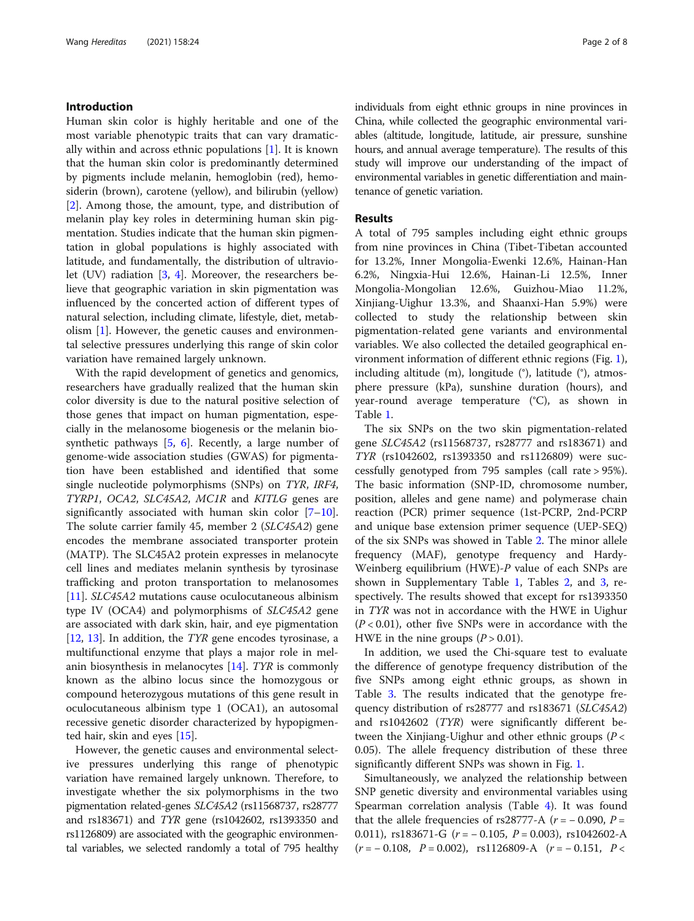## Introduction

Human skin color is highly heritable and one of the most variable phenotypic traits that can vary dramatically within and across ethnic populations [1]. It is known that the human skin color is predominantly determined by pigments include melanin, hemoglobin (red), hemosiderin (brown), carotene (yellow), and bilirubin (yellow) [2]. Among those, the amount, type, and distribution of melanin play key roles in determining human skin pigmentation. Studies indicate that the human skin pigmentation in global populations is highly associated with latitude, and fundamentally, the distribution of ultraviolet (UV) radiation [3, 4]. Moreover, the researchers believe that geographic variation in skin pigmentation was influenced by the concerted action of different types of natural selection, including climate, lifestyle, diet, metabolism [1]. However, the genetic causes and environmental selective pressures underlying this range of skin color variation have remained largely unknown.

With the rapid development of genetics and genomics, researchers have gradually realized that the human skin color diversity is due to the natural positive selection of those genes that impact on human pigmentation, especially in the melanosome biogenesis or the melanin biosynthetic pathways [5, 6]. Recently, a large number of genome-wide association studies (GWAS) for pigmentation have been established and identified that some single nucleotide polymorphisms (SNPs) on *TYR*, *IRF4*, *TYRP1*, *OCA2*, *SLC45A2*, *MC1R* and *KITLG* genes are significantly associated with human skin color [7–10]. The solute carrier family 45, member 2 (*SLC45A2*) gene encodes the membrane associated transporter protein (MATP). The SLC45A2 protein expresses in melanocyte cell lines and mediates melanin synthesis by tyrosinase trafficking and proton transportation to melanosomes [11]. *SLC45A2* mutations cause oculocutaneous albinism type IV (OCA4) and polymorphisms of *SLC45A2* gene are associated with dark skin, hair, and eye pigmentation [12, 13]. In addition, the *TYR* gene encodes tyrosinase, a multifunctional enzyme that plays a major role in melanin biosynthesis in melanocytes [14]. *TYR* is commonly known as the albino locus since the homozygous or compound heterozygous mutations of this gene result in oculocutaneous albinism type 1 (OCA1), an autosomal recessive genetic disorder characterized by hypopigmented hair, skin and eyes [15].

However, the genetic causes and environmental selective pressures underlying this range of phenotypic variation have remained largely unknown. Therefore, to investigate whether the six polymorphisms in the two pigmentation related-genes *SLC45A2* (rs11568737, rs28777 and rs183671) and *TYR* gene (rs1042602, rs1393350 and rs1126809) are associated with the geographic environmental variables, we selected randomly a total of 795 healthy individuals from eight ethnic groups in nine provinces in China, while collected the geographic environmental variables (altitude, longitude, latitude, air pressure, sunshine hours, and annual average temperature). The results of this study will improve our understanding of the impact of environmental variables in genetic differentiation and maintenance of genetic variation.

## Results

A total of 795 samples including eight ethnic groups from nine provinces in China (Tibet-Tibetan accounted for 13.2%, Inner Mongolia-Ewenki 12.6%, Hainan-Han 6.2%, Ningxia-Hui 12.6%, Hainan-Li 12.5%, Inner Mongolia-Mongolian 12.6%, Guizhou-Miao 11.2%, Xinjiang-Uighur 13.3%, and Shaanxi-Han 5.9%) were collected to study the relationship between skin pigmentation-related gene variants and environmental variables. We also collected the detailed geographical environment information of different ethnic regions (Fig. 1), including altitude (m), longitude (°), latitude (°), atmosphere pressure (kPa), sunshine duration (hours), and year-round average temperature (°C), as shown in Table 1.

The six SNPs on the two skin pigmentation-related gene *SLC45A2* (rs11568737, rs28777 and rs183671) and *TYR* (rs1042602, rs1393350 and rs1126809) were successfully genotyped from 795 samples (call rate > 95%). The basic information (SNP-ID, chromosome number, position, alleles and gene name) and polymerase chain reaction (PCR) primer sequence (1st-PCRP, 2nd-PCRP and unique base extension primer sequence (UEP-SEQ) of the six SNPs was showed in Table 2. The minor allele frequency (MAF), genotype frequency and Hardy-Weinberg equilibrium (HWE)-*P* value of each SNPs are shown in Supplementary Table 1, Tables 2, and 3, respectively. The results showed that except for rs1393350 in *TYR* was not in accordance with the HWE in Uighur ($P < 0.01$), other five SNPs were in accordance with the HWE in the nine groups ($P > 0.01$).

In addition, we used the Chi-square test to evaluate the difference of genotype frequency distribution of the five SNPs among eight ethnic groups, as shown in Table 3. The results indicated that the genotype frequency distribution of rs28777 and rs183671 (*SLC45A2*) and rs1042602 (*TYR*) were significantly different between the Xinjiang-Uighur and other ethnic groups ($P < 0.05$). The allele frequency distribution of these three significantly different SNPs was shown in Fig. 1.

Simultaneously, we analyzed the relationship between SNP genetic diversity and environmental variables using Spearman correlation analysis (Table 4). It was found that the allele frequencies of rs28777-A ($r = -0.090$, $P = 0.011$), rs183671-G ($r = -0.105$, $P = 0.003$), rs1042602-A ($r = -0.108$, $P = 0.002$), rs1126809-A ($r = -0.151$, $P <$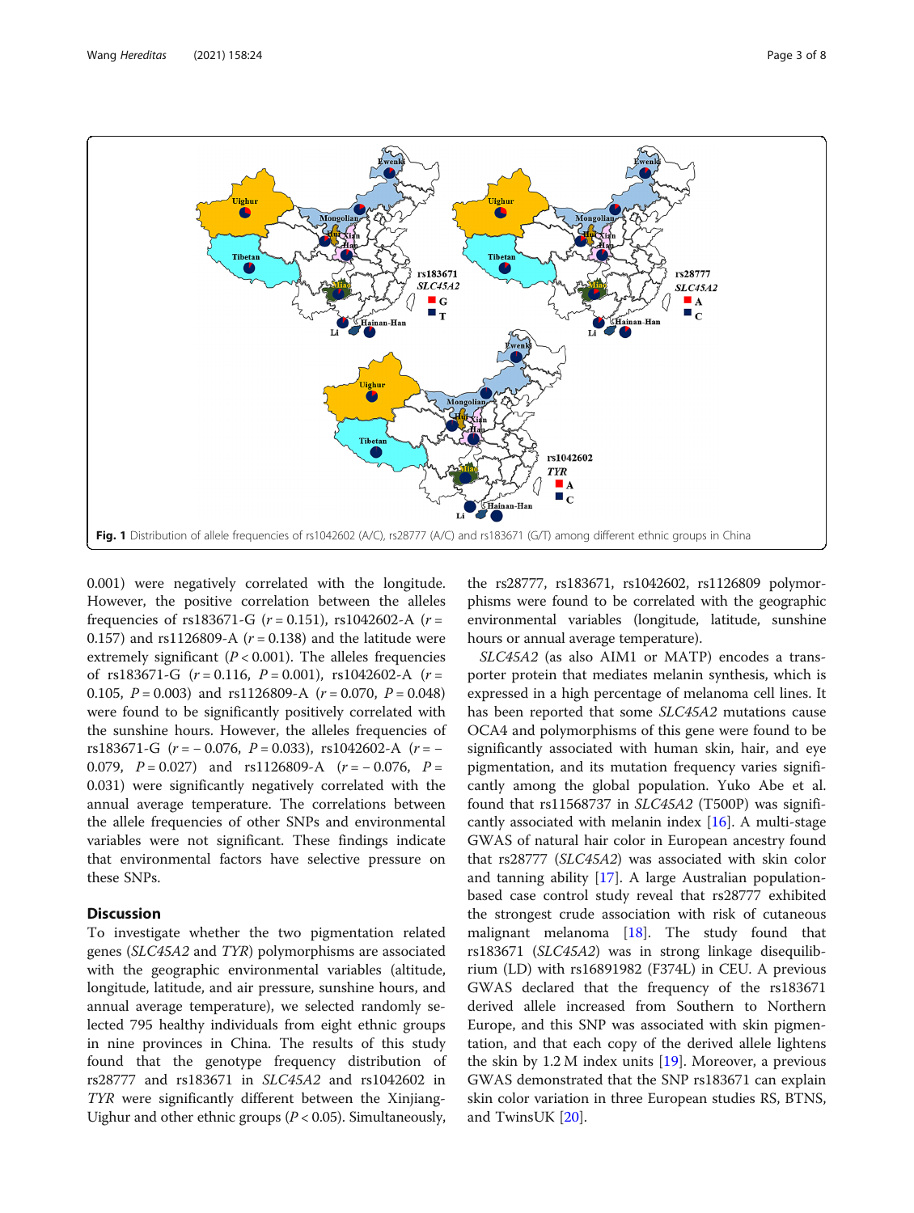Fig. 1 Distribution of allele frequencies of rs1042602 (A/C), rs28777 (A/C) and rs183671 (G/T) among different ethnic groups in China

0.001) were negatively correlated with the longitude. However, the positive correlation between the alleles frequencies of rs183671-G ($r = 0.151$), rs1042602-A ($r = 0.157$) and rs1126809-A ($r = 0.138$) and the latitude were extremely significant ($P < 0.001$). The alleles frequencies of rs183671-G ($r = 0.116$, $P = 0.001$), rs1042602-A ($r = 0.105$, $P = 0.003$) and rs1126809-A ($r = 0.070$, $P = 0.048$) were found to be significantly positively correlated with the sunshine hours. However, the alleles frequencies of rs183671-G ($r = -0.076$, $P = 0.033$), rs1042602-A ($r = -0.079$, $P = 0.027$) and rs1126809-A ($r = -0.076$, $P = 0.031$) were significantly negatively correlated with the annual average temperature. The correlations between the allele frequencies of other SNPs and environmental variables were not significant. These findings indicate that environmental factors have selective pressure on these SNPs.

## Discussion

To investigate whether the two pigmentation related genes (*SLC45A2* and *TYR*) polymorphisms are associated with the geographic environmental variables (altitude, longitude, latitude, and air pressure, sunshine hours, and annual average temperature), we selected randomly selected 795 healthy individuals from eight ethnic groups in nine provinces in China. The results of this study found that the genotype frequency distribution of rs28777 and rs183671 in *SLC45A2* and rs1042602 in *TYR* were significantly different between the Xinjiang-Uighur and other ethnic groups ($P < 0.05$). Simultaneously, the rs28777, rs183671, rs1042602, rs1126809 polymorphisms were found to be correlated with the geographic environmental variables (longitude, latitude, sunshine hours or annual average temperature).

*SLC45A2* (as also AIM1 or MATP) encodes a transporter protein that mediates melanin synthesis, which is expressed in a high percentage of melanoma cell lines. It has been reported that some *SLC45A2* mutations cause OCA4 and polymorphisms of this gene were found to be significantly associated with human skin, hair, and eye pigmentation, and its mutation frequency varies significantly among the global population. Yuko Abe et al. found that rs11568737 in *SLC45A2* (T500P) was significantly associated with melanin index [16]. A multi-stage GWAS of natural hair color in European ancestry found that rs28777 (*SLC45A2*) was associated with skin color and tanning ability [17]. A large Australian population-based case control study reveal that rs28777 exhibited the strongest crude association with risk of cutaneous malignant melanoma [18]. The study found that rs183671 (*SLC45A2*) was in strong linkage disequilibrium (LD) with rs16891982 (F374L) in CEU. A previous GWAS declared that the frequency of the rs183671 derived allele increased from Southern to Northern Europe, and this SNP was associated with skin pigmentation, and that each copy of the derived allele lightens the skin by 1.2 M index units [19]. Moreover, a previous GWAS demonstrated that the SNP rs183671 can explain skin color variation in three European studies RS, BTNS, and TwinsUK [20].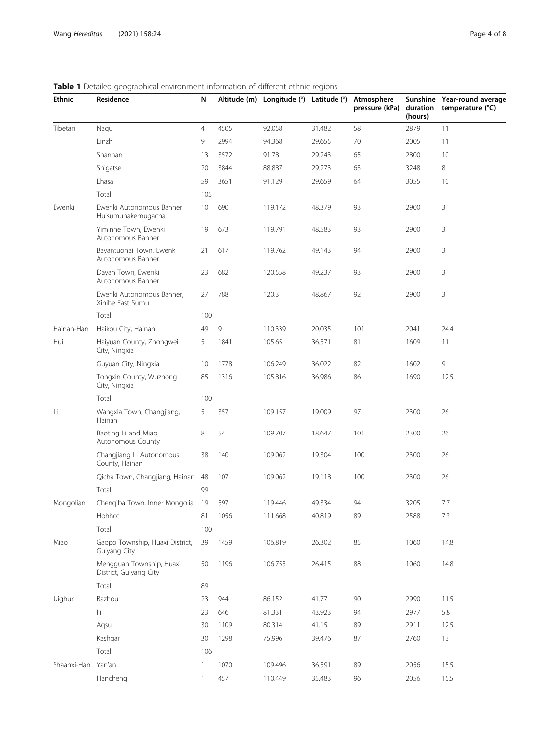**Table 1** Detailed geographical environment information of different ethnic regions

| Ethnic | Residence | N | Altitude (m) | Longitude (°) | Latitude (°) | Atmosphere pressure (kPa) | Sunshine duration (hours) | Year-round average temperature (°C) |
|---|---|---|---|---|---|---|---|---|
| Tibetan | Naqu | 4 | 4505 | 92.058 | 31.482 | 58 | 2879 | 11 |
| | Linzhi | 9 | 2994 | 94.368 | 29.655 | 70 | 2005 | 11 |
| | Shannan | 13 | 3572 | 91.78 | 29.243 | 65 | 2800 | 10 |
| | Shigatse | 20 | 3844 | 88.887 | 29.273 | 63 | 3248 | 8 |
| | Lhasa | 59 | 3651 | 91.129 | 29.659 | 64 | 3055 | 10 |
| | Total | 105 | | | | | | |
| Ewenki | Ewenki Autonomous Banner Huisumuhakemugacha | 10 | 690 | 119.172 | 48.379 | 93 | 2900 | 3 |
| | Yiminhe Town, Ewenki Autonomous Banner | 19 | 673 | 119.791 | 48.583 | 93 | 2900 | 3 |
| | Bayantuohai Town, Ewenki Autonomous Banner | 21 | 617 | 119.762 | 49.143 | 94 | 2900 | 3 |
| | Dayan Town, Ewenki Autonomous Banner | 23 | 682 | 120.558 | 49.237 | 93 | 2900 | 3 |
| | Ewenki Autonomous Banner, Xinihe East Sumu | 27 | 788 | 120.3 | 48.867 | 92 | 2900 | 3 |
| | Total | 100 | | | | | | |
| Hainan-Han | Haikou City, Hainan | 49 | 9 | 110.339 | 20.035 | 101 | 2041 | 24.4 |
| Hui | Haiyuan County, Zhongwei City, Ningxia | 5 | 1841 | 105.65 | 36.571 | 81 | 1609 | 11 |
| | Guyuan City, Ningxia | 10 | 1778 | 106.249 | 36.022 | 82 | 1602 | 9 |
| | Tongxin County, Wuzhong City, Ningxia | 85 | 1316 | 105.816 | 36.986 | 86 | 1690 | 12.5 |
| | Total | 100 | | | | | | |
| Li | Wangxia Town, Changjiang, Hainan | 5 | 357 | 109.157 | 19.009 | 97 | 2300 | 26 |
| | Baoting Li and Miao Autonomous County | 8 | 54 | 109.707 | 18.647 | 101 | 2300 | 26 |
| | Changjiang Li Autonomous County, Hainan | 38 | 140 | 109.062 | 19.304 | 100 | 2300 | 26 |
| | Qicha Town, Changjiang, Hainan | 48 | 107 | 109.062 | 19.118 | 100 | 2300 | 26 |
| | Total | 99 | | | | | | |
| Mongolian | Chenqiba Town, Inner Mongolia | 19 | 597 | 119.446 | 49.334 | 94 | 3205 | 7.7 |
| | Hohhot | 81 | 1056 | 111.668 | 40.819 | 89 | 2588 | 7.3 |
| | Total | 100 | | | | | | |
| Miao | Gaopo Township, Huaxi District, Guiyang City | 39 | 1459 | 106.819 | 26.302 | 85 | 1060 | 14.8 |
| | Mengguan Township, Huaxi District, Guiyang City | 50 | 1196 | 106.755 | 26.415 | 88 | 1060 | 14.8 |
| | Total | 89 | | | | | | |
| Uighur | Bazhou | 23 | 944 | 86.152 | 41.77 | 90 | 2990 | 11.5 |
| | Ili | 23 | 646 | 81.331 | 43.923 | 94 | 2977 | 5.8 |
| | Aqsu | 30 | 1109 | 80.314 | 41.15 | 89 | 2911 | 12.5 |
| | Kashgar | 30 | 1298 | 75.996 | 39.476 | 87 | 2760 | 13 |
| | Total | 106 | | | | | | |
| Shaanxi-Han | Yan'an | 1 | 1070 | 109.496 | 36.591 | 89 | 2056 | 15.5 |
| | Hancheng | 1 | 457 | 110.449 | 35.483 | 96 | 2056 | 15.5 |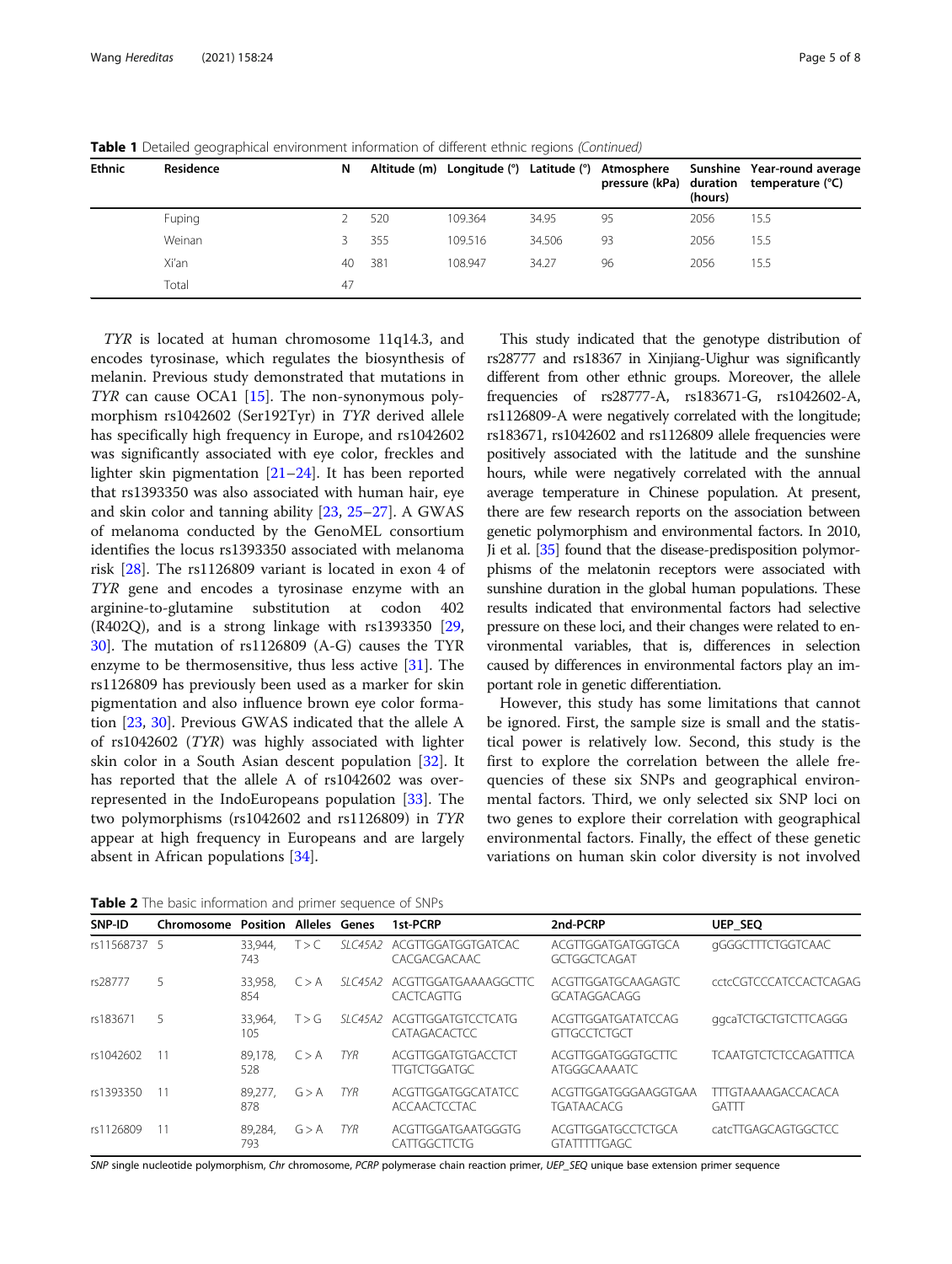**Table 1** Detailed geographical environment information of different ethnic regions *(Continued)*

| Ethnic | Residence | N | Altitude (m) | Longitude (°) | Latitude (°) | Atmosphere pressure (kPa) | Sunshine duration (hours) | Year-round average temperature (°C) |
|---|---|---|---|---|---|---|---|---|
| | Fuping | 2 | 520 | 109.364 | 34.95 | 95 | 2056 | 15.5 |
| | Weinan | 3 | 355 | 109.516 | 34.506 | 93 | 2056 | 15.5 |
| | Xi'an | 40 | 381 | 108.947 | 34.27 | 96 | 2056 | 15.5 |
| | Total | 47 | | | | | | |

*TYR* is located at human chromosome 11q14.3, and encodes tyrosinase, which regulates the biosynthesis of melanin. Previous study demonstrated that mutations in *TYR* can cause OCA1 [15]. The non-synonymous polymorphism rs1042602 (Ser192Tyr) in *TYR* derived allele has specifically high frequency in Europe, and rs1042602 was significantly associated with eye color, freckles and lighter skin pigmentation [21–24]. It has been reported that rs1393350 was also associated with human hair, eye and skin color and tanning ability [23, 25–27]. A GWAS of melanoma conducted by the GenoMEL consortium identifies the locus rs1393350 associated with melanoma risk [28]. The rs1126809 variant is located in exon 4 of *TYR* gene and encodes a tyrosinase enzyme with an arginine-to-glutamine substitution at codon 402 (R402Q), and is a strong linkage with rs1393350 [29, 30]. The mutation of rs1126809 (A-G) causes the TYR enzyme to be thermosensitive, thus less active [31]. The rs1126809 has previously been used as a marker for skin pigmentation and also influence brown eye color formation [23, 30]. Previous GWAS indicated that the allele A of rs1042602 (*TYR*) was highly associated with lighter skin color in a South Asian descent population [32]. It has reported that the allele A of rs1042602 was overrepresented in the IndoEuropeans population [33]. The two polymorphisms (rs1042602 and rs1126809) in *TYR* appear at high frequency in Europeans and are largely absent in African populations [34].

This study indicated that the genotype distribution of rs28777 and rs18367 in Xinjiang-Uighur was significantly different from other ethnic groups. Moreover, the allele frequencies of rs28777-A, rs183671-G, rs1042602-A, rs1126809-A were negatively correlated with the longitude; rs183671, rs1042602 and rs1126809 allele frequencies were positively associated with the latitude and the sunshine hours, while were negatively correlated with the annual average temperature in Chinese population. At present, there are few research reports on the association between genetic polymorphism and environmental factors. In 2010, Ji et al. [35] found that the disease-predisposition polymorphisms of the melatonin receptors were associated with sunshine duration in the global human populations. These results indicated that environmental factors had selective pressure on these loci, and their changes were related to environmental variables, that is, differences in selection caused by differences in environmental factors play an important role in genetic differentiation.

However, this study has some limitations that cannot be ignored. First, the sample size is small and the statistical power is relatively low. Second, this study is the first to explore the correlation between the allele frequencies of these six SNPs and geographical environmental factors. Third, we only selected six SNP loci on two genes to explore their correlation with geographical environmental factors. Finally, the effect of these genetic variations on human skin color diversity is not involved

**Table 2** The basic information and primer sequence of SNPs

| SNP-ID | Chromosome | Position | Alleles | Genes | 1st-PCRP | 2nd-PCRP | UEP_SEQ |
|---|---|---|---|---|---|---|---|
| rs11568737 | 5 | 33,944,743 | T > C | *SLC45A2* | ACGTTGGATGGTGATCACCACGACGACAAC | ACGTTGGATGATGGTGCAGCTGGCTCAGAT | gGGGCTTTCTGGTCAAC |
| rs28777 | 5 | 33,958,854 | C > A | *SLC45A2* | ACGTTGGATGAAAAGGCTTCCACTCAGTTG | ACGTTGGATGCAAGAGTCGCATAGGACAGG | cctcCGTCCCATCCACTCAGAG |
| rs183671 | 5 | 33,964,105 | T > G | *SLC45A2* | ACGTTGGATGTCCTCATGCATAGACACTCC | ACGTTGGATGATATCCAGGTTGCCTCTGCT | ggcaTCTGCTGTCTTCAGGG |
| rs1042602 | 11 | 89,178,528 | C > A | *TYR* | ACGTTGGATGTGACCTCTTTGTCTGGATGC | ACGTTGGATGGGTGCTTCATGGGCAAAATC | TCAATGTCTCTCCAGATTTCA |
| rs1393350 | 11 | 89,277,878 | G > A | *TYR* | ACGTTGGATGGCATATCCACCAACTCCTAC | ACGTTGGATGGGAAGGTGAATGATAACACG | TTTGTAAAAGACCACACAGATTT |
| rs1126809 | 11 | 89,284,793 | G > A | *TYR* | ACGTTGGATGAATGGGTGCATTGGCTTCTG | ACGTTGGATGCCTCTGCAGTATTTTTGAGC | catcTTGAGCAGTGGCTCC |

*SNP* single nucleotide polymorphism, *Chr* chromosome, *PCRP* polymerase chain reaction primer, *UEP_SEQ* unique base extension primer sequence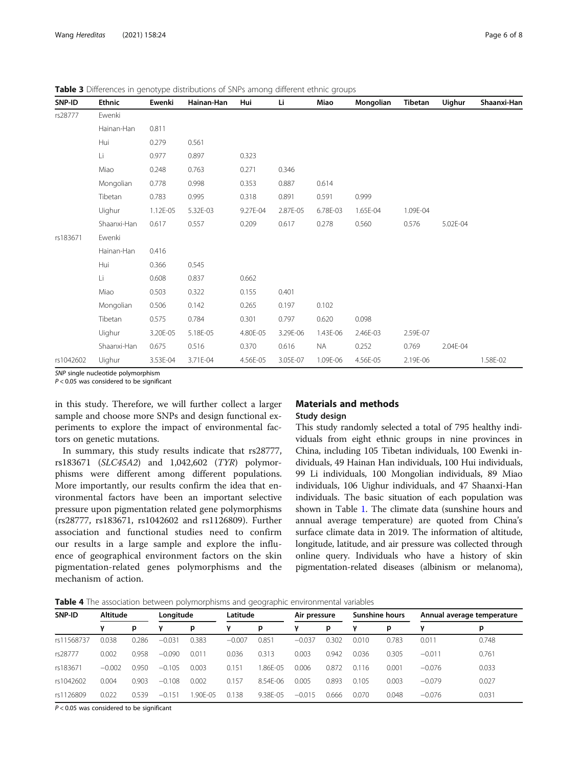**Table 3** Differences in genotype distributions of SNPs among different ethnic groups

| SNP-ID | Ethnic | Ewenki | Hainan-Han | Hui | Li | Miao | Mongolian | Tibetan | Uighur | Shaanxi-Han |
|---|---|---|---|---|---|---|---|---|---|---|
| rs28777 | Ewenki | | | | | | | | | |
| | Hainan-Han | 0.811 | | | | | | | | |
| | Hui | 0.279 | 0.561 | | | | | | | |
| | Li | 0.977 | 0.897 | 0.323 | | | | | | |
| | Miao | 0.248 | 0.763 | 0.271 | 0.346 | | | | | |
| | Mongolian | 0.778 | 0.998 | 0.353 | 0.887 | 0.614 | | | | |
| | Tibetan | 0.783 | 0.995 | 0.318 | 0.891 | 0.591 | 0.999 | | | |
| | Uighur | 1.12E-05 | 5.32E-03 | 9.27E-04 | 2.87E-05 | 6.78E-03 | 1.65E-04 | 1.09E-04 | | |
| | Shaanxi-Han | 0.617 | 0.557 | 0.209 | 0.617 | 0.278 | 0.560 | 0.576 | 5.02E-04 | |
| rs183671 | Ewenki | | | | | | | | | |
| | Hainan-Han | 0.416 | | | | | | | | |
| | Hui | 0.366 | 0.545 | | | | | | | |
| | Li | 0.608 | 0.837 | 0.662 | | | | | | |
| | Miao | 0.503 | 0.322 | 0.155 | 0.401 | | | | | |
| | Mongolian | 0.506 | 0.142 | 0.265 | 0.197 | 0.102 | | | | |
| | Tibetan | 0.575 | 0.784 | 0.301 | 0.797 | 0.620 | 0.098 | | | |
| | Uighur | 3.20E-05 | 5.18E-05 | 4.80E-05 | 3.29E-06 | 1.43E-06 | 2.46E-03 | 2.59E-07 | | |
| | Shaanxi-Han | 0.675 | 0.516 | 0.370 | 0.616 | NA | 0.252 | 0.769 | 2.04E-04 | |
| rs1042602 | Uighur | 3.53E-04 | 3.71E-04 | 4.56E-05 | 3.05E-07 | 1.09E-06 | 4.56E-05 | 2.19E-06 | | 1.58E-02 |

*SNP* single nucleotide polymorphism
$P < 0.05$ was considered to be significant

in this study. Therefore, we will further collect a larger sample and choose more SNPs and design functional experiments to explore the impact of environmental factors on genetic mutations.

In summary, this study results indicate that rs28777, rs183671 (*SLC45A2*) and 1,042,602 (*TYR*) polymorphisms were different among different populations. More importantly, our results confirm the idea that environmental factors have been an important selective pressure upon pigmentation related gene polymorphisms (rs28777, rs183671, rs1042602 and rs1126809). Further association and functional studies need to confirm our results in a large sample and explore the influence of geographical environment factors on the skin pigmentation-related genes polymorphisms and the mechanism of action.

## Materials and methods

### Study design

This study randomly selected a total of 795 healthy individuals from eight ethnic groups in nine provinces in China, including 105 Tibetan individuals, 100 Ewenki individuals, 49 Hainan Han individuals, 100 Hui individuals, 99 Li individuals, 100 Mongolian individuals, 89 Miao individuals, 106 Uighur individuals, and 47 Shaanxi-Han individuals. The basic situation of each population was shown in Table 1. The climate data (sunshine hours and annual average temperature) are quoted from China's surface climate data in 2019. The information of altitude, longitude, latitude, and air pressure was collected through online query. Individuals who have a history of skin pigmentation-related diseases (albinism or melanoma),

**Table 4** The association between polymorphisms and geographic environmental variables

| SNP-ID | Altitude | | Longitude | | Latitude | | Air pressure | | Sunshine hours | | Annual average temperature | |
|---|---|---|---|---|---|---|---|---|---|---|---|---|
| | γ | p | γ | p | γ | p | γ | p | γ | p | γ | p |
| rs11568737 | 0.038 | 0.286 | −0.031 | 0.383 | −0.007 | 0.851 | −0.037 | 0.302 | 0.010 | 0.783 | 0.011 | 0.748 |
| rs28777 | 0.002 | 0.958 | −0.090 | 0.011 | 0.036 | 0.313 | 0.003 | 0.942 | 0.036 | 0.305 | −0.011 | 0.761 |
| rs183671 | −0.002 | 0.950 | −0.105 | 0.003 | 0.151 | 1.86E-05 | 0.006 | 0.872 | 0.116 | 0.001 | −0.076 | 0.033 |
| rs1042602 | 0.004 | 0.903 | −0.108 | 0.002 | 0.157 | 8.54E-06 | 0.005 | 0.893 | 0.105 | 0.003 | −0.079 | 0.027 |
| rs1126809 | 0.022 | 0.539 | −0.151 | 1.90E-05 | 0.138 | 9.38E-05 | −0.015 | 0.666 | 0.070 | 0.048 | −0.076 | 0.031 |

$P < 0.05$ was considered to be significant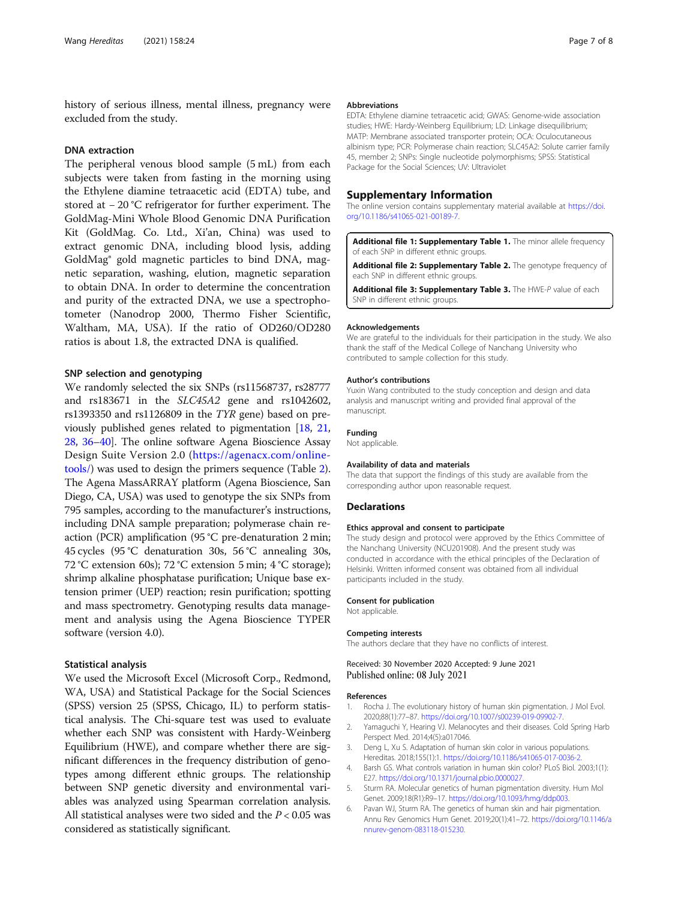history of serious illness, mental illness, pregnancy were excluded from the study.

### DNA extraction

The peripheral venous blood sample (5 mL) from each subjects were taken from fasting in the morning using the Ethylene diamine tetraacetic acid (EDTA) tube, and stored at − 20 °C refrigerator for further experiment. The GoldMag-Mini Whole Blood Genomic DNA Purification Kit (GoldMag. Co. Ltd., Xi'an, China) was used to extract genomic DNA, including blood lysis, adding GoldMag® gold magnetic particles to bind DNA, magnetic separation, washing, elution, magnetic separation to obtain DNA. In order to determine the concentration and purity of the extracted DNA, we use a spectrophotometer (Nanodrop 2000, Thermo Fisher Scientific, Waltham, MA, USA). If the ratio of OD260/OD280 ratios is about 1.8, the extracted DNA is qualified.

### SNP selection and genotyping

We randomly selected the six SNPs (rs11568737, rs28777 and rs183671 in the *SLC45A2* gene and rs1042602, rs1393350 and rs1126809 in the *TYR* gene) based on previously published genes related to pigmentation [18, 21, 28, 36–40]. The online software Agena Bioscience Assay Design Suite Version 2.0 (https://agenacx.com/online-tools/) was used to design the primers sequence (Table 2). The Agena MassARRAY platform (Agena Bioscience, San Diego, CA, USA) was used to genotype the six SNPs from 795 samples, according to the manufacturer's instructions, including DNA sample preparation; polymerase chain reaction (PCR) amplification (95 °C pre-denaturation 2 min; 45 cycles (95 °C denaturation 30s, 56 °C annealing 30s, 72 °C extension 60s); 72 °C extension 5 min; 4 °C storage); shrimp alkaline phosphatase purification; Unique base extension primer (UEP) reaction; resin purification; spotting and mass spectrometry. Genotyping results data management and analysis using the Agena Bioscience TYPER software (version 4.0).

### Statistical analysis

We used the Microsoft Excel (Microsoft Corp., Redmond, WA, USA) and Statistical Package for the Social Sciences (SPSS) version 25 (SPSS, Chicago, IL) to perform statistical analysis. The Chi-square test was used to evaluate whether each SNP was consistent with Hardy-Weinberg Equilibrium (HWE), and compare whether there are significant differences in the frequency distribution of genotypes among different ethnic groups. The relationship between SNP genetic diversity and environmental variables was analyzed using Spearman correlation analysis. All statistical analyses were two sided and the $P < 0.05$ was considered as statistically significant.

#### Abbreviations

EDTA: Ethylene diamine tetraacetic acid; GWAS: Genome-wide association studies; HWE: Hardy-Weinberg Equilibrium; LD: Linkage disequilibrium; MATP: Membrane associated transporter protein; OCA: Oculocutaneous albinism type; PCR: Polymerase chain reaction; SLC45A2: Solute carrier family 45, member 2; SNPs: Single nucleotide polymorphisms; SPSS: Statistical Package for the Social Sciences; UV: Ultraviolet

## Supplementary Information

The online version contains supplementary material available at https://doi.org/10.1186/s41065-021-00189-7.

**Additional file 1: Supplementary Table 1.** The minor allele frequency of each SNP in different ethnic groups.

**Additional file 2: Supplementary Table 2.** The genotype frequency of each SNP in different ethnic groups.

**Additional file 3: Supplementary Table 3.** The HWE-*P* value of each SNP in different ethnic groups.

#### Acknowledgements

We are grateful to the individuals for their participation in the study. We also thank the staff of the Medical College of Nanchang University who contributed to sample collection for this study.

#### Author's contributions

Yuxin Wang contributed to the study conception and design and data analysis and manuscript writing and provided final approval of the manuscript.

#### Funding

Not applicable.

#### Availability of data and materials

The data that support the findings of this study are available from the corresponding author upon reasonable request.

## Declarations

#### Ethics approval and consent to participate

The study design and protocol were approved by the Ethics Committee of the Nanchang University (NCU201908). And the present study was conducted in accordance with the ethical principles of the Declaration of Helsinki. Written informed consent was obtained from all individual participants included in the study.

#### Consent for publication

Not applicable.

#### Competing interests

The authors declare that they have no conflicts of interest.

Received: 30 November 2020 Accepted: 9 June 2021
Published online: 08 July 2021

#### References

1. Rocha J. The evolutionary history of human skin pigmentation. J Mol Evol. 2020;88(1):77–87. https://doi.org/10.1007/s00239-019-09902-7.
2. Yamaguchi Y, Hearing VJ. Melanocytes and their diseases. Cold Spring Harb Perspect Med. 2014;4(5):a017046.
3. Deng L, Xu S. Adaptation of human skin color in various populations. Hereditas. 2018;155(1):1. https://doi.org/10.1186/s41065-017-0036-2.
4. Barsh GS. What controls variation in human skin color? PLoS Biol. 2003;1(1): E27. https://doi.org/10.1371/journal.pbio.0000027.
5. Sturm RA. Molecular genetics of human pigmentation diversity. Hum Mol Genet. 2009;18(R1):R9–17. https://doi.org/10.1093/hmg/ddp003.
6. Pavan WJ, Sturm RA. The genetics of human skin and hair pigmentation. Annu Rev Genomics Hum Genet. 2019;20(1):41–72. https://doi.org/10.1146/annurev-genom-083118-015230.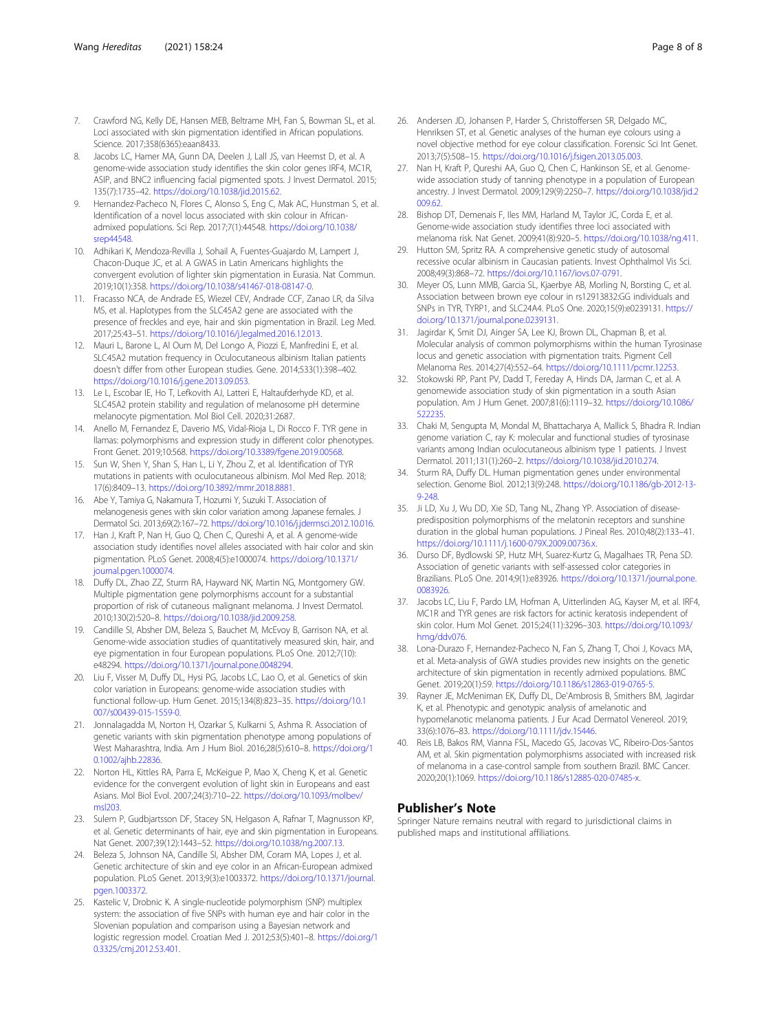7. Crawford NG, Kelly DE, Hansen MEB, Beltrame MH, Fan S, Bowman SL, et al. Loci associated with skin pigmentation identified in African populations. Science. 2017;358(6365):eaan8433.
8. Jacobs LC, Hamer MA, Gunn DA, Deelen J, Lall JS, van Heemst D, et al. A genome-wide association study identifies the skin color genes IRF4, MC1R, ASIP, and BNC2 influencing facial pigmented spots. J Invest Dermatol. 2015; 135(7):1735–42. https://doi.org/10.1038/jid.2015.62.
9. Hernandez-Pacheco N, Flores C, Alonso S, Eng C, Mak AC, Hunstman S, et al. Identification of a novel locus associated with skin colour in African-admixed populations. Sci Rep. 2017;7(1):44548. https://doi.org/10.1038/srep44548.
10. Adhikari K, Mendoza-Revilla J, Sohail A, Fuentes-Guajardo M, Lampert J, Chacon-Duque JC, et al. A GWAS in Latin Americans highlights the convergent evolution of lighter skin pigmentation in Eurasia. Nat Commun. 2019;10(1):358. https://doi.org/10.1038/s41467-018-08147-0.
11. Fracasso NCA, de Andrade ES, Wiezel CEV, Andrade CCF, Zanao LR, da Silva MS, et al. Haplotypes from the SLC45A2 gene are associated with the presence of freckles and eye, hair and skin pigmentation in Brazil. Leg Med. 2017;25:43–51. https://doi.org/10.1016/j.legalmed.2016.12.013.
12. Mauri L, Barone L, Al Oum M, Del Longo A, Piozzi E, Manfredini E, et al. SLC45A2 mutation frequency in Oculocutaneous albinism Italian patients doesn't differ from other European studies. Gene. 2014;533(1):398–402. https://doi.org/10.1016/j.gene.2013.09.053.
13. Le L, Escobar IE, Ho T, Lefkovith AJ, Latteri E, Haltaufderhyde KD, et al. SLC45A2 protein stability and regulation of melanosome pH determine melanocyte pigmentation. Mol Biol Cell. 2020;31:2687.
14. Anello M, Fernandez E, Daverio MS, Vidal-Rioja L, Di Rocco F. TYR gene in llamas: polymorphisms and expression study in different color phenotypes. Front Genet. 2019;10:568. https://doi.org/10.3389/fgene.2019.00568.
15. Sun W, Shen Y, Shan S, Han L, Li Y, Zhou Z, et al. Identification of TYR mutations in patients with oculocutaneous albinism. Mol Med Rep. 2018; 17(6):8409–13. https://doi.org/10.3892/mmr.2018.8881.
16. Abe Y, Tamiya G, Nakamura T, Hozumi Y, Suzuki T. Association of melanogenesis genes with skin color variation among Japanese females. J Dermatol Sci. 2013;69(2):167–72. https://doi.org/10.1016/j.jdermsci.2012.10.016.
17. Han J, Kraft P, Nan H, Guo Q, Chen C, Qureshi A, et al. A genome-wide association study identifies novel alleles associated with hair color and skin pigmentation. PLoS Genet. 2008;4(5):e1000074. https://doi.org/10.1371/journal.pgen.1000074.
18. Duffy DL, Zhao ZZ, Sturm RA, Hayward NK, Martin NG, Montgomery GW. Multiple pigmentation gene polymorphisms account for a substantial proportion of risk of cutaneous malignant melanoma. J Invest Dermatol. 2010;130(2):520–8. https://doi.org/10.1038/jid.2009.258.
19. Candille SI, Absher DM, Beleza S, Bauchet M, McEvoy B, Garrison NA, et al. Genome-wide association studies of quantitatively measured skin, hair, and eye pigmentation in four European populations. PLoS One. 2012;7(10): e48294. https://doi.org/10.1371/journal.pone.0048294.
20. Liu F, Visser M, Duffy DL, Hysi PG, Jacobs LC, Lao O, et al. Genetics of skin color variation in Europeans: genome-wide association studies with functional follow-up. Hum Genet. 2015;134(8):823–35. https://doi.org/10.1007/s00439-015-1559-0.
21. Jonnalagadda M, Norton H, Ozarkar S, Kulkarni S, Ashma R. Association of genetic variants with skin pigmentation phenotype among populations of West Maharashtra, India. Am J Hum Biol. 2016;28(5):610–8. https://doi.org/10.1002/ajhb.22836.
22. Norton HL, Kittles RA, Parra E, McKeigue P, Mao X, Cheng K, et al. Genetic evidence for the convergent evolution of light skin in Europeans and east Asians. Mol Biol Evol. 2007;24(3):710–22. https://doi.org/10.1093/molbev/msl203.
23. Sulem P, Gudbjartsson DF, Stacey SN, Helgason A, Rafnar T, Magnusson KP, et al. Genetic determinants of hair, eye and skin pigmentation in Europeans. Nat Genet. 2007;39(12):1443–52. https://doi.org/10.1038/ng.2007.13.
24. Beleza S, Johnson NA, Candille SI, Absher DM, Coram MA, Lopes J, et al. Genetic architecture of skin and eye color in an African-European admixed population. PLoS Genet. 2013;9(3):e1003372. https://doi.org/10.1371/journal.pgen.1003372.
25. Kastelic V, Drobnic K. A single-nucleotide polymorphism (SNP) multiplex system: the association of five SNPs with human eye and hair color in the Slovenian population and comparison using a Bayesian network and logistic regression model. Croatian Med J. 2012;53(5):401–8. https://doi.org/10.3325/cmj.2012.53.401.
26. Andersen JD, Johansen P, Harder S, Christoffersen SR, Delgado MC, Henriksen ST, et al. Genetic analyses of the human eye colours using a novel objective method for eye colour classification. Forensic Sci Int Genet. 2013;7(5):508–15. https://doi.org/10.1016/j.fsigen.2013.05.003.
27. Nan H, Kraft P, Qureshi AA, Guo Q, Chen C, Hankinson SE, et al. Genome-wide association study of tanning phenotype in a population of European ancestry. J Invest Dermatol. 2009;129(9):2250–7. https://doi.org/10.1038/jid.2009.62.
28. Bishop DT, Demenais F, Iles MM, Harland M, Taylor JC, Corda E, et al. Genome-wide association study identifies three loci associated with melanoma risk. Nat Genet. 2009;41(8):920–5. https://doi.org/10.1038/ng.411.
29. Hutton SM, Spritz RA. A comprehensive genetic study of autosomal recessive ocular albinism in Caucasian patients. Invest Ophthalmol Vis Sci. 2008;49(3):868–72. https://doi.org/10.1167/iovs.07-0791.
30. Meyer OS, Lunn MMB, Garcia SL, Kjaerbye AB, Morling N, Borsting C, et al. Association between brown eye colour in rs12913832:GG individuals and SNPs in TYR, TYRP1, and SLC24A4. PLoS One. 2020;15(9):e0239131. https://doi.org/10.1371/journal.pone.0239131.
31. Jagirdar K, Smit DJ, Ainger SA, Lee KJ, Brown DL, Chapman B, et al. Molecular analysis of common polymorphisms within the human Tyrosinase locus and genetic association with pigmentation traits. Pigment Cell Melanoma Res. 2014;27(4):552–64. https://doi.org/10.1111/pcmr.12253.
32. Stokowski RP, Pant PV, Dadd T, Fereday A, Hinds DA, Jarman C, et al. A genomewide association study of skin pigmentation in a south Asian population. Am J Hum Genet. 2007;81(6):1119–32. https://doi.org/10.1086/522235.
33. Chaki M, Sengupta M, Mondal M, Bhattacharya A, Mallick S, Bhadra R. Indian genome variation C, ray K: molecular and functional studies of tyrosinase variants among Indian oculocutaneous albinism type 1 patients. J Invest Dermatol. 2011;131(1):260–2. https://doi.org/10.1038/jid.2010.274.
34. Sturm RA, Duffy DL. Human pigmentation genes under environmental selection. Genome Biol. 2012;13(9):248. https://doi.org/10.1186/gb-2012-13-9-248.
35. Ji LD, Xu J, Wu DD, Xie SD, Tang NL, Zhang YP. Association of disease-predisposition polymorphisms of the melatonin receptors and sunshine duration in the global human populations. J Pineal Res. 2010;48(2):133–41. https://doi.org/10.1111/j.1600-079X.2009.00736.x.
36. Durso DF, Bydlowski SP, Hutz MH, Suarez-Kurtz G, Magalhaes TR, Pena SD. Association of genetic variants with self-assessed color categories in Brazilians. PLoS One. 2014;9(1):e83926. https://doi.org/10.1371/journal.pone.0083926.
37. Jacobs LC, Liu F, Pardo LM, Hofman A, Uitterlinden AG, Kayser M, et al. IRF4, MC1R and TYR genes are risk factors for actinic keratosis independent of skin color. Hum Mol Genet. 2015;24(11):3296–303. https://doi.org/10.1093/hmg/ddv076.
38. Lona-Durazo F, Hernandez-Pacheco N, Fan S, Zhang T, Choi J, Kovacs MA, et al. Meta-analysis of GWA studies provides new insights on the genetic architecture of skin pigmentation in recently admixed populations. BMC Genet. 2019;20(1):59. https://doi.org/10.1186/s12863-019-0765-5.
39. Rayner JE, McMeniman EK, Duffy DL, De'Ambrosis B, Smithers BM, Jagirdar K, et al. Phenotypic and genotypic analysis of amelanotic and hypomelanotic melanoma patients. J Eur Acad Dermatol Venereol. 2019; 33(6):1076–83. https://doi.org/10.1111/jdv.15446.
40. Reis LB, Bakos RM, Vianna FSL, Macedo GS, Jacovas VC, Ribeiro-Dos-Santos AM, et al. Skin pigmentation polymorphisms associated with increased risk of melanoma in a case-control sample from southern Brazil. BMC Cancer. 2020;20(1):1069. https://doi.org/10.1186/s12885-020-07485-x.

## Publisher's Note

Springer Nature remains neutral with regard to jurisdictional claims in published maps and institutional affiliations.